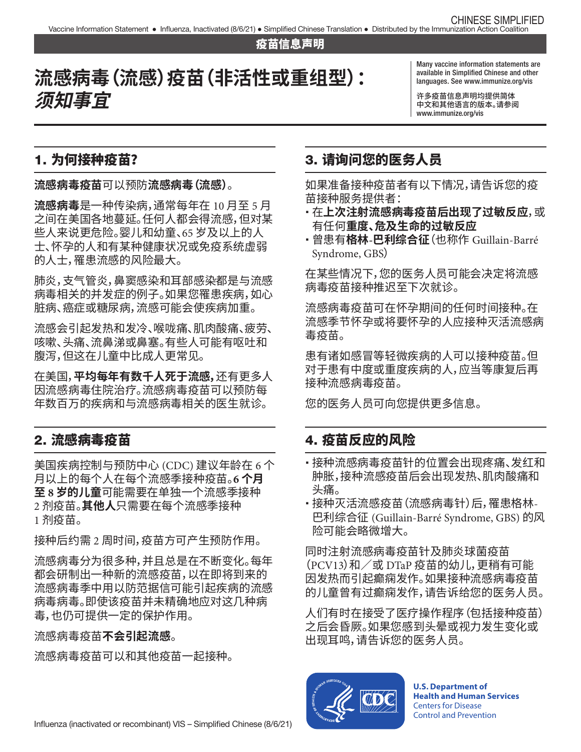疫苗信息声明

# 流感病毒（流感）疫苗（非活性或重组型）：*须知事宜*

Many vaccine information statements are available in Simplified Chinese and other languages. See www.immunize.org/vis

许多疫苗信息声明均提供简体中文和其他语言的版本。请参阅 www.immunize.org/vis

## 1. 为何接种疫苗？

**流感病毒疫苗**可以预防**流感病毒（流感）**。

**流感病毒**是一种传染病，通常每年在 10 月至 5 月之间在美国各地蔓延。任何人都会得流感，但对某些人来说更危险。婴儿和幼童、65 岁及以上的人士、怀孕的人和有某种健康状况或免疫系统虚弱的人士，罹患流感的风险最大。

肺炎，支气管炎，鼻窦感染和耳部感染都是与流感病毒相关的并发症的例子。如果您罹患疾病，如心脏病、癌症或糖尿病，流感可能会使疾病加重。

流感会引起发热和发冷、喉咙痛、肌肉酸痛、疲劳、咳嗽、头痛、流鼻涕或鼻塞。有些人可能有呕吐和腹泻，但这在儿童中比成人更常见。

在美国，**平均每年有数千人死于流感，**还有更多人因流感病毒住院治疗。流感病毒疫苗可以预防每年数百万的疾病和与流感病毒相关的医生就诊。

## 2. 流感病毒疫苗

美国疾病控制与预防中心 (CDC) 建议年龄在 6 个月以上的每个人在每个流感季接种疫苗。**6 个月至 8 岁的儿童**可能需要在单独一个流感季接种 2 剂疫苗。**其他人**只需要在每个流感季接种 1 剂疫苗。

接种后约需 2 周时间，疫苗方可产生预防作用。

流感病毒分为很多种，并且总是在不断变化。每年都会研制出一种新的流感疫苗，以在即将到来的流感病毒季中用以防范据信可能引起疾病的流感病毒病毒。即使该疫苗并未精确地应对这几种病毒，也仍可提供一定的保护作用。

流感病毒疫苗**不会引起流感**。

流感病毒疫苗可以和其他疫苗一起接种。

## 3. 请询问您的医务人员

如果准备接种疫苗者有以下情况，请告诉您的疫苗接种服务提供者：

- 在**上次注射流感病毒疫苗后出现了过敏反应**，或有任何**重度、危及生命的过敏反应**
- 曾患有**格林-巴利综合征**（也称作 Guillain-Barré Syndrome, GBS）

在某些情况下，您的医务人员可能会决定将流感病毒疫苗接种推迟至下次就诊。

流感病毒疫苗可在怀孕期间的任何时间接种。在流感季节怀孕或将要怀孕的人应接种灭活流感病毒疫苗。

患有诸如感冒等轻微疾病的人可以接种疫苗。但对于患有中度或重度疾病的人，应当等康复后再接种流感病毒疫苗。

您的医务人员可向您提供更多信息。

## 4. 疫苗反应的风险

- 接种流感病毒疫苗针的位置会出现疼痛、发红和肿胀，接种流感疫苗后会出现发热、肌肉酸痛和头痛。
- 接种灭活流感疫苗（流感病毒针）后，罹患格林-巴利综合征 (Guillain-Barré Syndrome, GBS) 的风险可能会略微增大。

同时注射流感病毒疫苗针及肺炎球菌疫苗 (PCV13) 和／或 DTaP 疫苗的幼儿，更稍有可能因发热而引起癫痫发作。如果接种流感病毒疫苗的儿童曾有过癫痫发作，请告诉给您的医务人员。

人们有时在接受了医疗操作程序（包括接种疫苗）之后会昏厥。如果您感到头晕或视力发生变化或出现耳鸣，请告诉您的医务人员。

**U.S. Department of Health and Human Services**
Centers for Disease Control and Prevention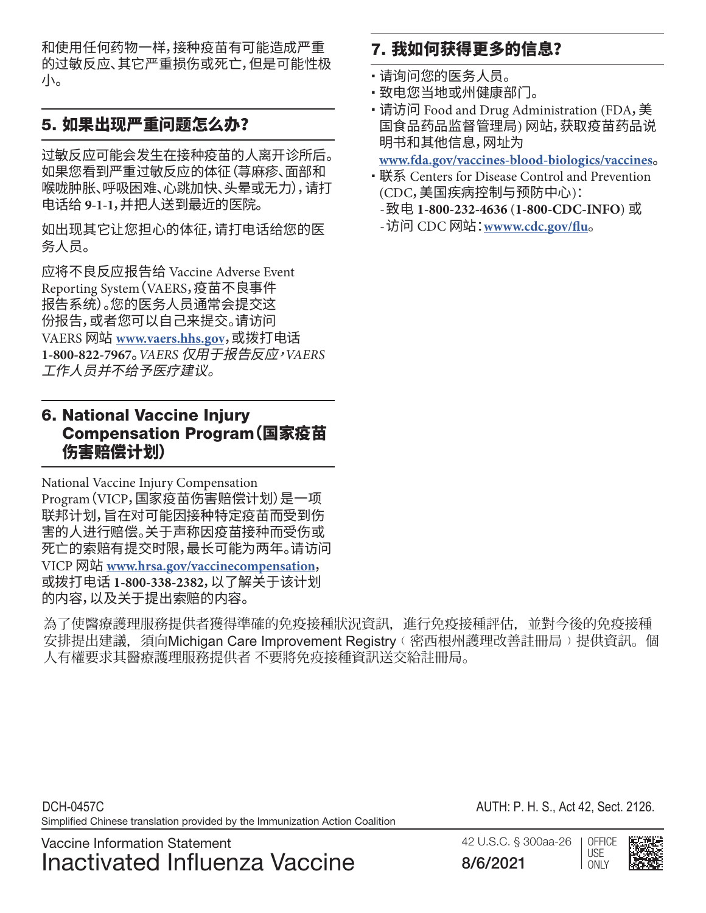和使用任何药物一样，接种疫苗有可能造成严重的过敏反应、其它严重损伤或死亡，但是可能性极小。

## 5. 如果出现严重问题怎么办？

过敏反应可能会发生在接种疫苗的人离开诊所后。如果您看到严重过敏反应的体征（荨麻疹、面部和喉咙肿胀、呼吸困难、心跳加快、头晕或无力），请打电话给 **9-1-1**，并把人送到最近的医院。

如出现其它让您担心的体征，请打电话给您的医务人员。

应将不良反应报告给 Vaccine Adverse Event Reporting System（VAERS，疫苗不良事件报告系统）。您的医务人员通常会提交这份报告，或者您可以自己来提交。请访问 VAERS 网站 **www.vaers.hhs.gov**，或拨打电话 **1-800-822-7967**。*VAERS 仅用于报告反应，VAERS 工作人员并不给予医疗建议。*

## 6. National Vaccine Injury Compensation Program（国家疫苗伤害赔偿计划）

National Vaccine Injury Compensation Program（VICP，国家疫苗伤害赔偿计划）是一项联邦计划，旨在对可能因接种特定疫苗而受到伤害的人进行赔偿。关于声称因疫苗接种而受伤或死亡的索赔有提交时限，最长可能为两年。请访问 VICP 网站 **www.hrsa.gov/vaccinecompensation**，或拨打电话 **1-800-338-2382**，以了解关于该计划的内容，以及关于提出索赔的内容。

## 7. 我如何获得更多的信息？

- 请询问您的医务人员。
- 致电您当地或州健康部门。
- 请访问 Food and Drug Administration（FDA，美国食品药品监督管理局）网站，获取疫苗药品说明书和其他信息，网址为 **www.fda.gov/vaccines-blood-biologics/vaccines**。
- 联系 Centers for Disease Control and Prevention（CDC，美国疾病控制与预防中心）：
  - 致电 **1-800-232-4636（1-800-CDC-INFO）**或
  - 访问 CDC 网站：**wwww.cdc.gov/flu**。

為了使醫療護理服務提供者獲得準確的免疫接種狀況資訊，進行免疫接種評估，並對今後的免疫接種安排提出建議，須向Michigan Care Improvement Registry（密西根州護理改善註冊局）提供資訊。個人有權要求其醫療護理服務提供者 不要將免疫接種資訊送交給註冊局。

DCH-0457C

AUTH: P. H. S., Act 42, Sect. 2126.

Simplified Chinese translation provided by the Immunization Action Coalition

Vaccine Information Statement

Inactivated Influenza Vaccine

42 U.S.C. § 300aa-26

8/6/2021

OFFICE USE ONLY